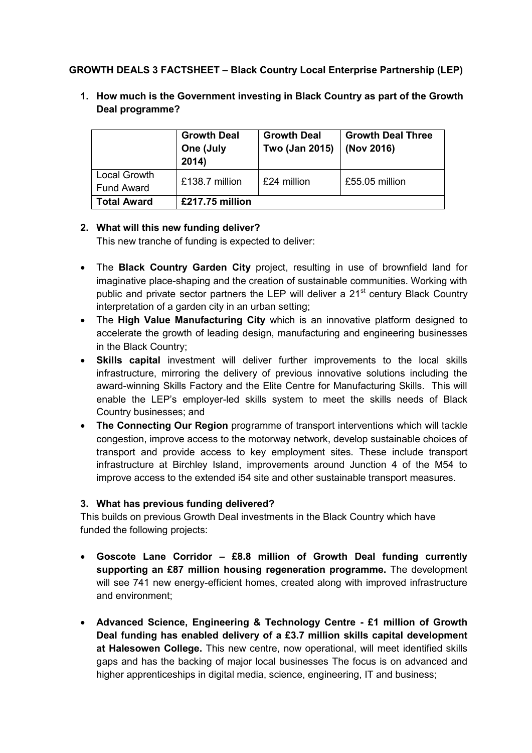**GROWTH DEALS 3 FACTSHEET – Black Country Local Enterprise Partnership (LEP)**

1. **How much is the Government investing in Black Country as part of the Growth Deal programme?**

| | Growth Deal One (July 2014) | Growth Deal Two (Jan 2015) | Growth Deal Three (Nov 2016) |
|---|---|---|---|
| Local Growth Fund Award | £138.7 million | £24 million | £55.05 million |
| **Total Award** | **£217.75 million** | | |

2. **What will this new funding deliver?**

This new tranche of funding is expected to deliver:

- The **Black Country Garden City** project, resulting in use of brownfield land for imaginative place-shaping and the creation of sustainable communities. Working with public and private sector partners the LEP will deliver a 21st century Black Country interpretation of a garden city in an urban setting;
- The **High Value Manufacturing City** which is an innovative platform designed to accelerate the growth of leading design, manufacturing and engineering businesses in the Black Country;
- **Skills capital** investment will deliver further improvements to the local skills infrastructure, mirroring the delivery of previous innovative solutions including the award-winning Skills Factory and the Elite Centre for Manufacturing Skills. This will enable the LEP's employer-led skills system to meet the skills needs of Black Country businesses; and
- **The Connecting Our Region** programme of transport interventions which will tackle congestion, improve access to the motorway network, develop sustainable choices of transport and provide access to key employment sites. These include transport infrastructure at Birchley Island, improvements around Junction 4 of the M54 to improve access to the extended i54 site and other sustainable transport measures.

3. **What has previous funding delivered?**

This builds on previous Growth Deal investments in the Black Country which have funded the following projects:

- **Goscote Lane Corridor – £8.8 million of Growth Deal funding currently supporting an £87 million housing regeneration programme.** The development will see 741 new energy-efficient homes, created along with improved infrastructure and environment;

- **Advanced Science, Engineering & Technology Centre - £1 million of Growth Deal funding has enabled delivery of a £3.7 million skills capital development at Halesowen College.** This new centre, now operational, will meet identified skills gaps and has the backing of major local businesses The focus is on advanced and higher apprenticeships in digital media, science, engineering, IT and business;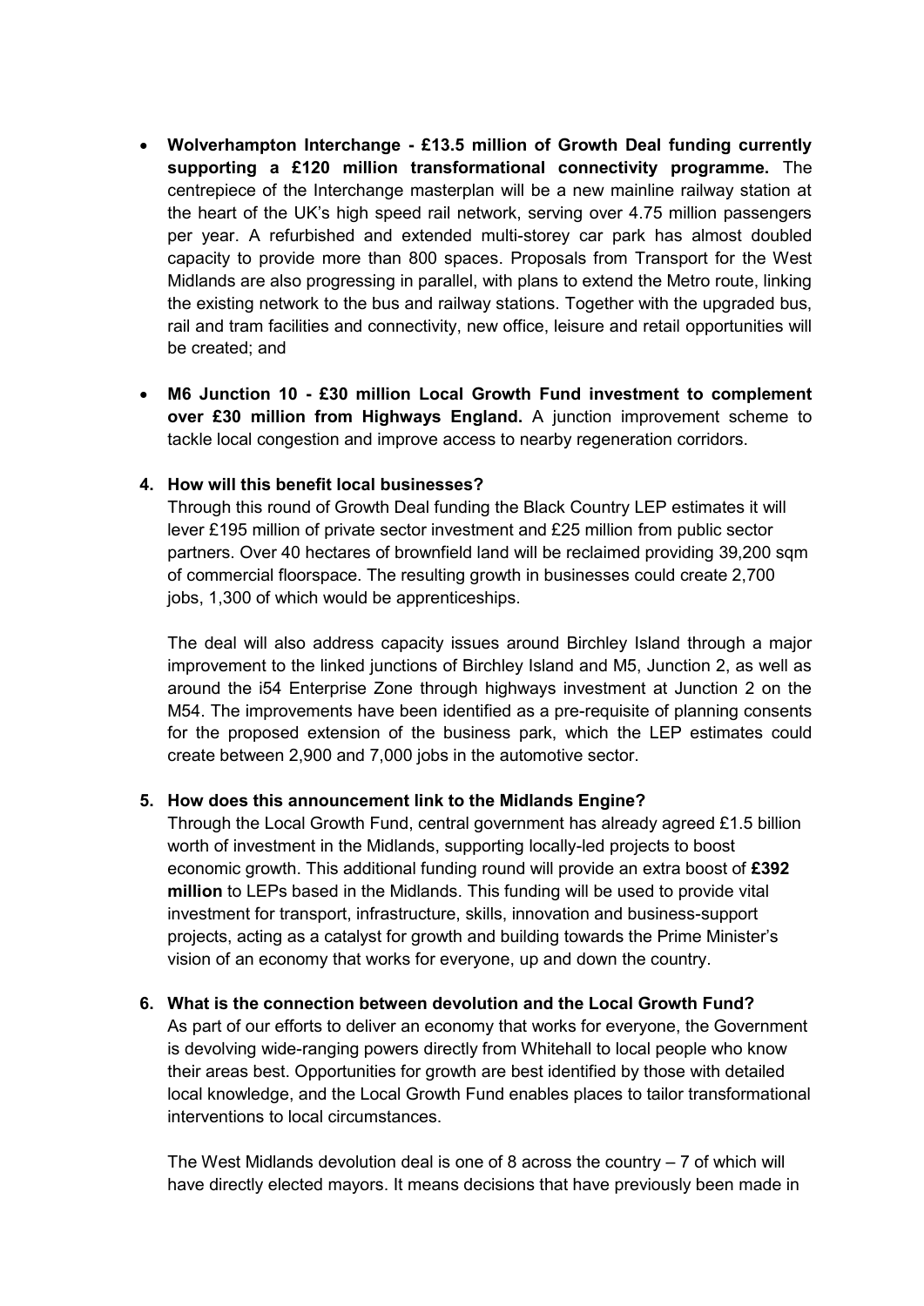- **Wolverhampton Interchange - £13.5 million of Growth Deal funding currently supporting a £120 million transformational connectivity programme.** The centrepiece of the Interchange masterplan will be a new mainline railway station at the heart of the UK's high speed rail network, serving over 4.75 million passengers per year. A refurbished and extended multi-storey car park has almost doubled capacity to provide more than 800 spaces. Proposals from Transport for the West Midlands are also progressing in parallel, with plans to extend the Metro route, linking the existing network to the bus and railway stations. Together with the upgraded bus, rail and tram facilities and connectivity, new office, leisure and retail opportunities will be created; and

- **M6 Junction 10 - £30 million Local Growth Fund investment to complement over £30 million from Highways England.** A junction improvement scheme to tackle local congestion and improve access to nearby regeneration corridors.

**4. How will this benefit local businesses?**

Through this round of Growth Deal funding the Black Country LEP estimates it will lever £195 million of private sector investment and £25 million from public sector partners. Over 40 hectares of brownfield land will be reclaimed providing 39,200 sqm of commercial floorspace. The resulting growth in businesses could create 2,700 jobs, 1,300 of which would be apprenticeships.

The deal will also address capacity issues around Birchley Island through a major improvement to the linked junctions of Birchley Island and M5, Junction 2, as well as around the i54 Enterprise Zone through highways investment at Junction 2 on the M54. The improvements have been identified as a pre-requisite of planning consents for the proposed extension of the business park, which the LEP estimates could create between 2,900 and 7,000 jobs in the automotive sector.

**5. How does this announcement link to the Midlands Engine?**

Through the Local Growth Fund, central government has already agreed £1.5 billion worth of investment in the Midlands, supporting locally-led projects to boost economic growth. This additional funding round will provide an extra boost of **£392 million** to LEPs based in the Midlands. This funding will be used to provide vital investment for transport, infrastructure, skills, innovation and business-support projects, acting as a catalyst for growth and building towards the Prime Minister's vision of an economy that works for everyone, up and down the country.

**6. What is the connection between devolution and the Local Growth Fund?**

As part of our efforts to deliver an economy that works for everyone, the Government is devolving wide-ranging powers directly from Whitehall to local people who know their areas best. Opportunities for growth are best identified by those with detailed local knowledge, and the Local Growth Fund enables places to tailor transformational interventions to local circumstances.

The West Midlands devolution deal is one of 8 across the country – 7 of which will have directly elected mayors. It means decisions that have previously been made in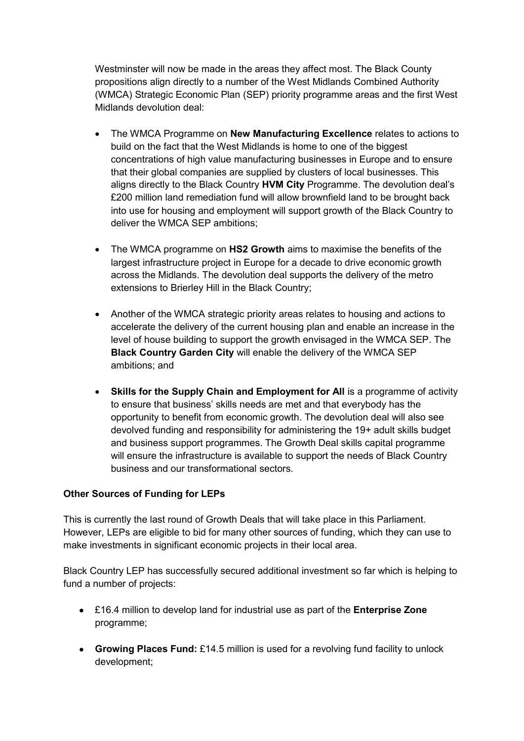Westminster will now be made in the areas they affect most. The Black County propositions align directly to a number of the West Midlands Combined Authority (WMCA) Strategic Economic Plan (SEP) priority programme areas and the first West Midlands devolution deal:

- The WMCA Programme on **New Manufacturing Excellence** relates to actions to build on the fact that the West Midlands is home to one of the biggest concentrations of high value manufacturing businesses in Europe and to ensure that their global companies are supplied by clusters of local businesses. This aligns directly to the Black Country **HVM City** Programme. The devolution deal's £200 million land remediation fund will allow brownfield land to be brought back into use for housing and employment will support growth of the Black Country to deliver the WMCA SEP ambitions;

- The WMCA programme on **HS2 Growth** aims to maximise the benefits of the largest infrastructure project in Europe for a decade to drive economic growth across the Midlands. The devolution deal supports the delivery of the metro extensions to Brierley Hill in the Black Country;

- Another of the WMCA strategic priority areas relates to housing and actions to accelerate the delivery of the current housing plan and enable an increase in the level of house building to support the growth envisaged in the WMCA SEP. The **Black Country Garden City** will enable the delivery of the WMCA SEP ambitions; and

- **Skills for the Supply Chain and Employment for All** is a programme of activity to ensure that business' skills needs are met and that everybody has the opportunity to benefit from economic growth. The devolution deal will also see devolved funding and responsibility for administering the 19+ adult skills budget and business support programmes. The Growth Deal skills capital programme will ensure the infrastructure is available to support the needs of Black Country business and our transformational sectors.

**Other Sources of Funding for LEPs**

This is currently the last round of Growth Deals that will take place in this Parliament. However, LEPs are eligible to bid for many other sources of funding, which they can use to make investments in significant economic projects in their local area.

Black Country LEP has successfully secured additional investment so far which is helping to fund a number of projects:

- £16.4 million to develop land for industrial use as part of the **Enterprise Zone** programme;

- **Growing Places Fund:** £14.5 million is used for a revolving fund facility to unlock development;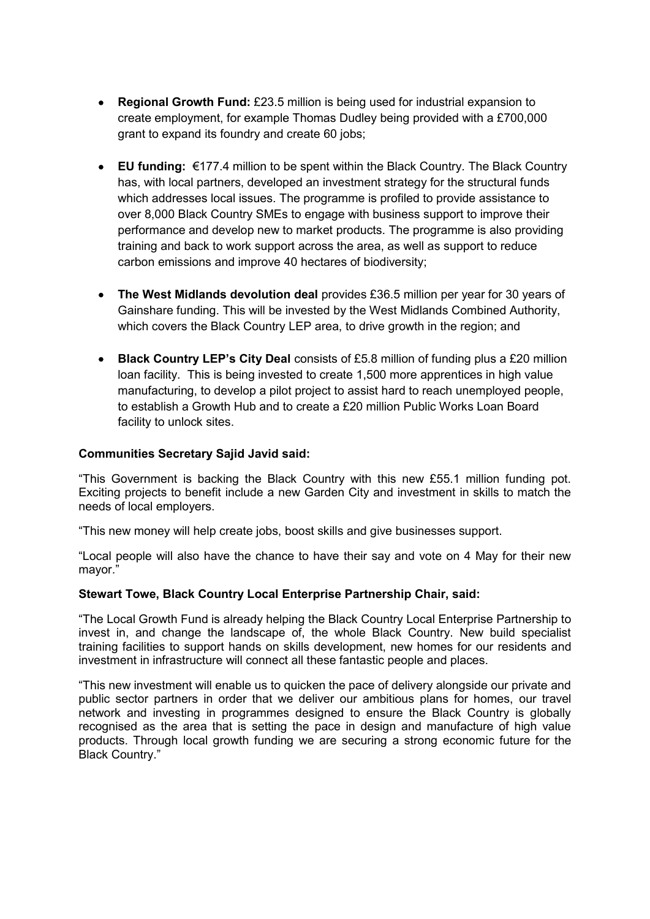- **Regional Growth Fund:** £23.5 million is being used for industrial expansion to create employment, for example Thomas Dudley being provided with a £700,000 grant to expand its foundry and create 60 jobs;

- **EU funding:** €177.4 million to be spent within the Black Country. The Black Country has, with local partners, developed an investment strategy for the structural funds which addresses local issues. The programme is profiled to provide assistance to over 8,000 Black Country SMEs to engage with business support to improve their performance and develop new to market products. The programme is also providing training and back to work support across the area, as well as support to reduce carbon emissions and improve 40 hectares of biodiversity;

- **The West Midlands devolution deal** provides £36.5 million per year for 30 years of Gainshare funding. This will be invested by the West Midlands Combined Authority, which covers the Black Country LEP area, to drive growth in the region; and

- **Black Country LEP's City Deal** consists of £5.8 million of funding plus a £20 million loan facility. This is being invested to create 1,500 more apprentices in high value manufacturing, to develop a pilot project to assist hard to reach unemployed people, to establish a Growth Hub and to create a £20 million Public Works Loan Board facility to unlock sites.

**Communities Secretary Sajid Javid said:**

"This Government is backing the Black Country with this new £55.1 million funding pot. Exciting projects to benefit include a new Garden City and investment in skills to match the needs of local employers.

"This new money will help create jobs, boost skills and give businesses support.

"Local people will also have the chance to have their say and vote on 4 May for their new mayor."

**Stewart Towe, Black Country Local Enterprise Partnership Chair, said:**

"The Local Growth Fund is already helping the Black Country Local Enterprise Partnership to invest in, and change the landscape of, the whole Black Country. New build specialist training facilities to support hands on skills development, new homes for our residents and investment in infrastructure will connect all these fantastic people and places.

"This new investment will enable us to quicken the pace of delivery alongside our private and public sector partners in order that we deliver our ambitious plans for homes, our travel network and investing in programmes designed to ensure the Black Country is globally recognised as the area that is setting the pace in design and manufacture of high value products. Through local growth funding we are securing a strong economic future for the Black Country."